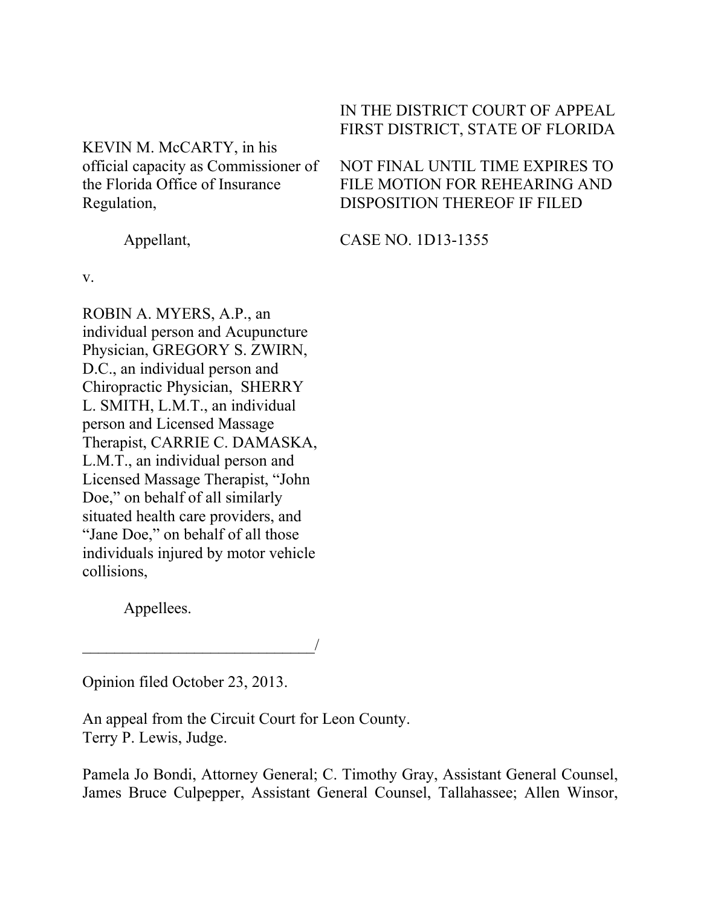IN THE DISTRICT COURT OF APPEAL
FIRST DISTRICT, STATE OF FLORIDA

NOT FINAL UNTIL TIME EXPIRES TO FILE MOTION FOR REHEARING AND DISPOSITION THEREOF IF FILED

CASE NO. 1D13-1355

KEVIN M. McCARTY, in his official capacity as Commissioner of the Florida Office of Insurance Regulation,

Appellant,

v.

ROBIN A. MYERS, A.P., an individual person and Acupuncture Physician, GREGORY S. ZWIRN, D.C., an individual person and Chiropractic Physician, SHERRY L. SMITH, L.M.T., an individual person and Licensed Massage Therapist, CARRIE C. DAMASKA, L.M.T., an individual person and Licensed Massage Therapist, "John Doe," on behalf of all similarly situated health care providers, and "Jane Doe," on behalf of all those individuals injured by motor vehicle collisions,

Appellees.

_____________________________/

Opinion filed October 23, 2013.

An appeal from the Circuit Court for Leon County.
Terry P. Lewis, Judge.

Pamela Jo Bondi, Attorney General; C. Timothy Gray, Assistant General Counsel, James Bruce Culpepper, Assistant General Counsel, Tallahassee; Allen Winsor,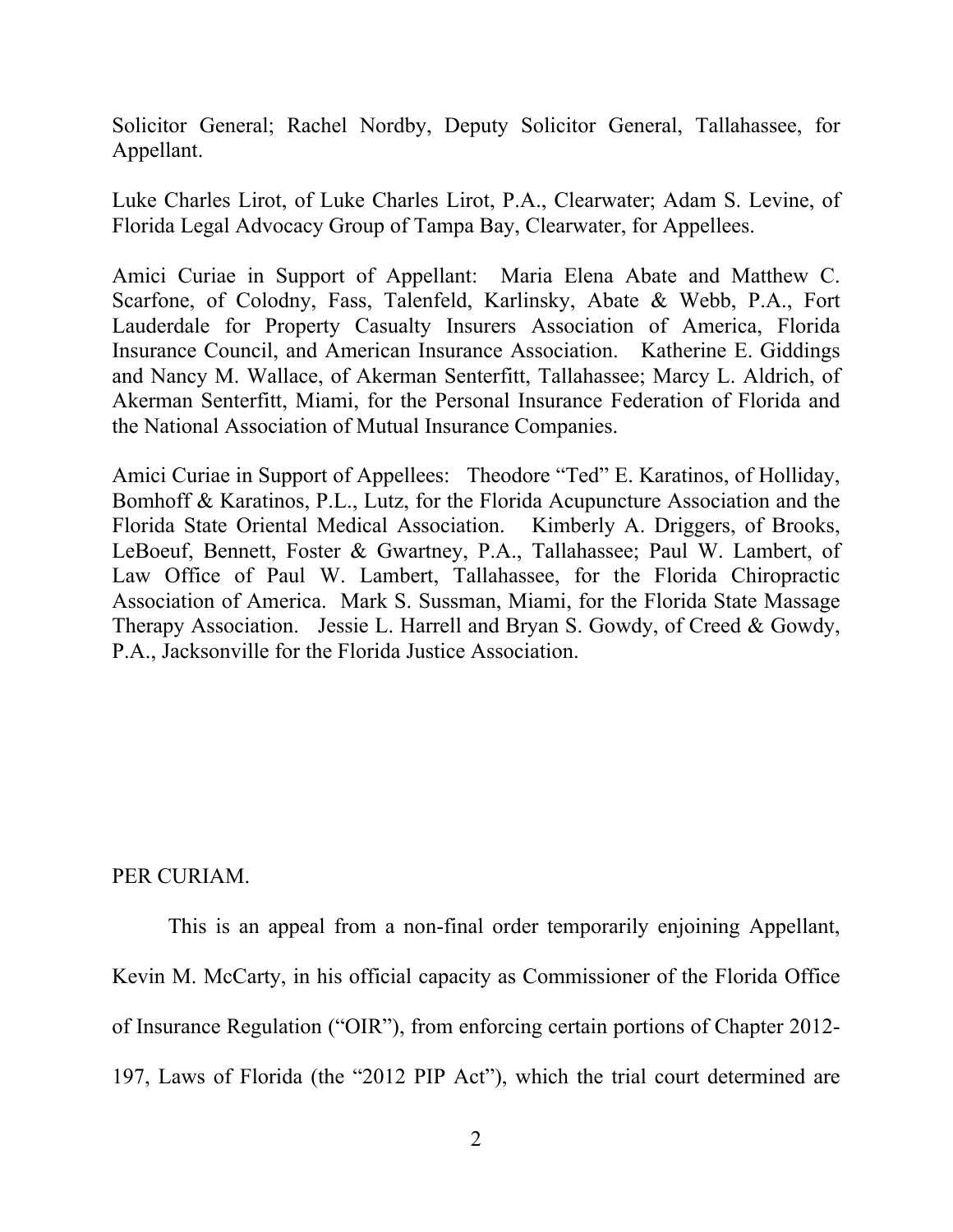Solicitor General; Rachel Nordby, Deputy Solicitor General, Tallahassee, for Appellant.

Luke Charles Lirot, of Luke Charles Lirot, P.A., Clearwater; Adam S. Levine, of Florida Legal Advocacy Group of Tampa Bay, Clearwater, for Appellees.

Amici Curiae in Support of Appellant: Maria Elena Abate and Matthew C. Scarfone, of Colodny, Fass, Talenfeld, Karlinsky, Abate & Webb, P.A., Fort Lauderdale for Property Casualty Insurers Association of America, Florida Insurance Council, and American Insurance Association. Katherine E. Giddings and Nancy M. Wallace, of Akerman Senterfitt, Tallahassee; Marcy L. Aldrich, of Akerman Senterfitt, Miami, for the Personal Insurance Federation of Florida and the National Association of Mutual Insurance Companies.

Amici Curiae in Support of Appellees: Theodore "Ted" E. Karatinos, of Holliday, Bomhoff & Karatinos, P.L., Lutz, for the Florida Acupuncture Association and the Florida State Oriental Medical Association. Kimberly A. Driggers, of Brooks, LeBoeuf, Bennett, Foster & Gwartney, P.A., Tallahassee; Paul W. Lambert, of Law Office of Paul W. Lambert, Tallahassee, for the Florida Chiropractic Association of America. Mark S. Sussman, Miami, for the Florida State Massage Therapy Association. Jessie L. Harrell and Bryan S. Gowdy, of Creed & Gowdy, P.A., Jacksonville for the Florida Justice Association.

PER CURIAM.

This is an appeal from a non-final order temporarily enjoining Appellant, Kevin M. McCarty, in his official capacity as Commissioner of the Florida Office of Insurance Regulation ("OIR"), from enforcing certain portions of Chapter 2012-197, Laws of Florida (the "2012 PIP Act"), which the trial court determined are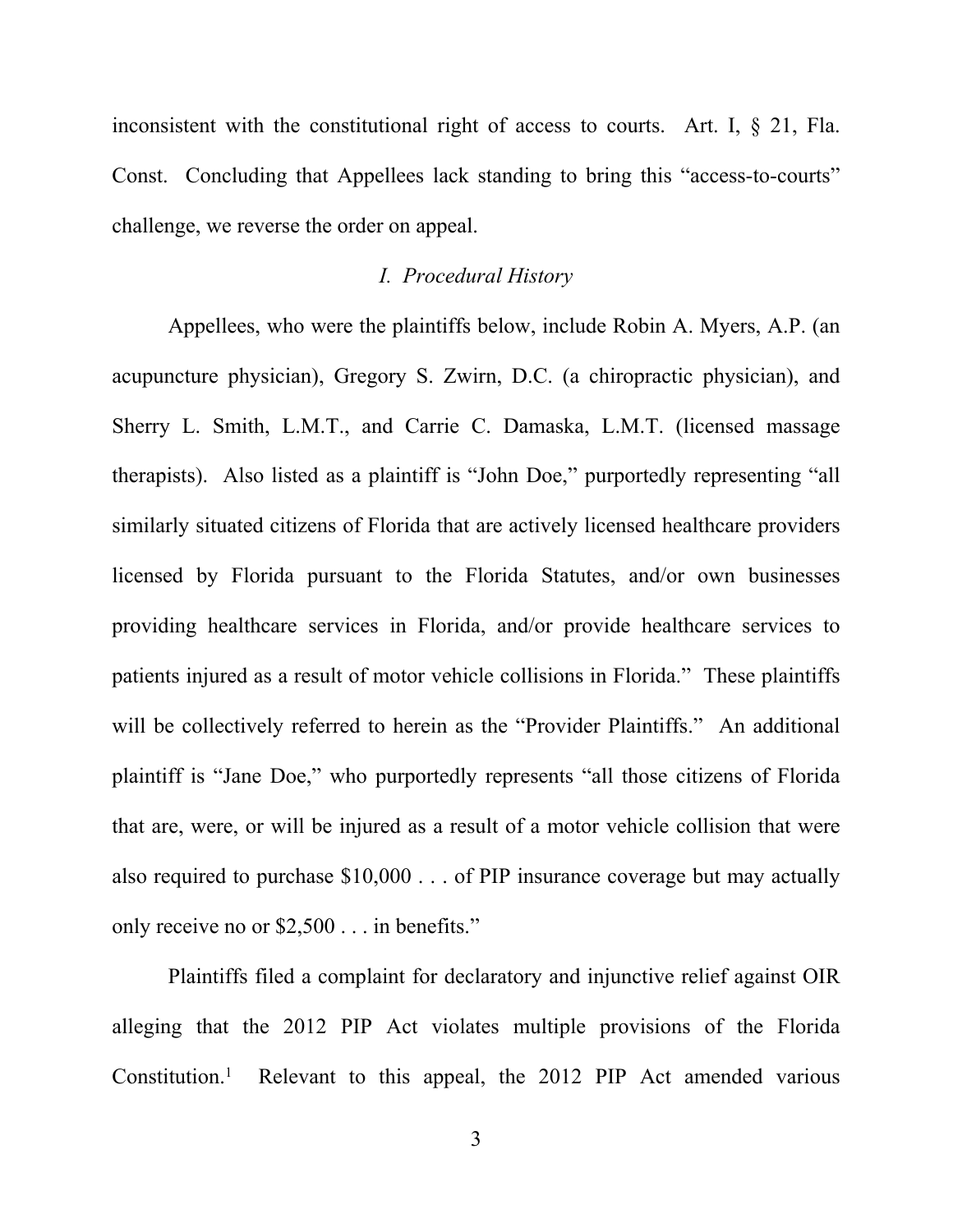inconsistent with the constitutional right of access to courts. Art. I, § 21, Fla. Const. Concluding that Appellees lack standing to bring this "access-to-courts" challenge, we reverse the order on appeal.

## *I. Procedural History*

Appellees, who were the plaintiffs below, include Robin A. Myers, A.P. (an acupuncture physician), Gregory S. Zwirn, D.C. (a chiropractic physician), and Sherry L. Smith, L.M.T., and Carrie C. Damaska, L.M.T. (licensed massage therapists). Also listed as a plaintiff is "John Doe," purportedly representing "all similarly situated citizens of Florida that are actively licensed healthcare providers licensed by Florida pursuant to the Florida Statutes, and/or own businesses providing healthcare services in Florida, and/or provide healthcare services to patients injured as a result of motor vehicle collisions in Florida." These plaintiffs will be collectively referred to herein as the "Provider Plaintiffs." An additional plaintiff is "Jane Doe," who purportedly represents "all those citizens of Florida that are, were, or will be injured as a result of a motor vehicle collision that were also required to purchase $10,000 . . . of PIP insurance coverage but may actually only receive no or $2,500 . . . in benefits."

Plaintiffs filed a complaint for declaratory and injunctive relief against OIR alleging that the 2012 PIP Act violates multiple provisions of the Florida Constitution.[1] Relevant to this appeal, the 2012 PIP Act amended various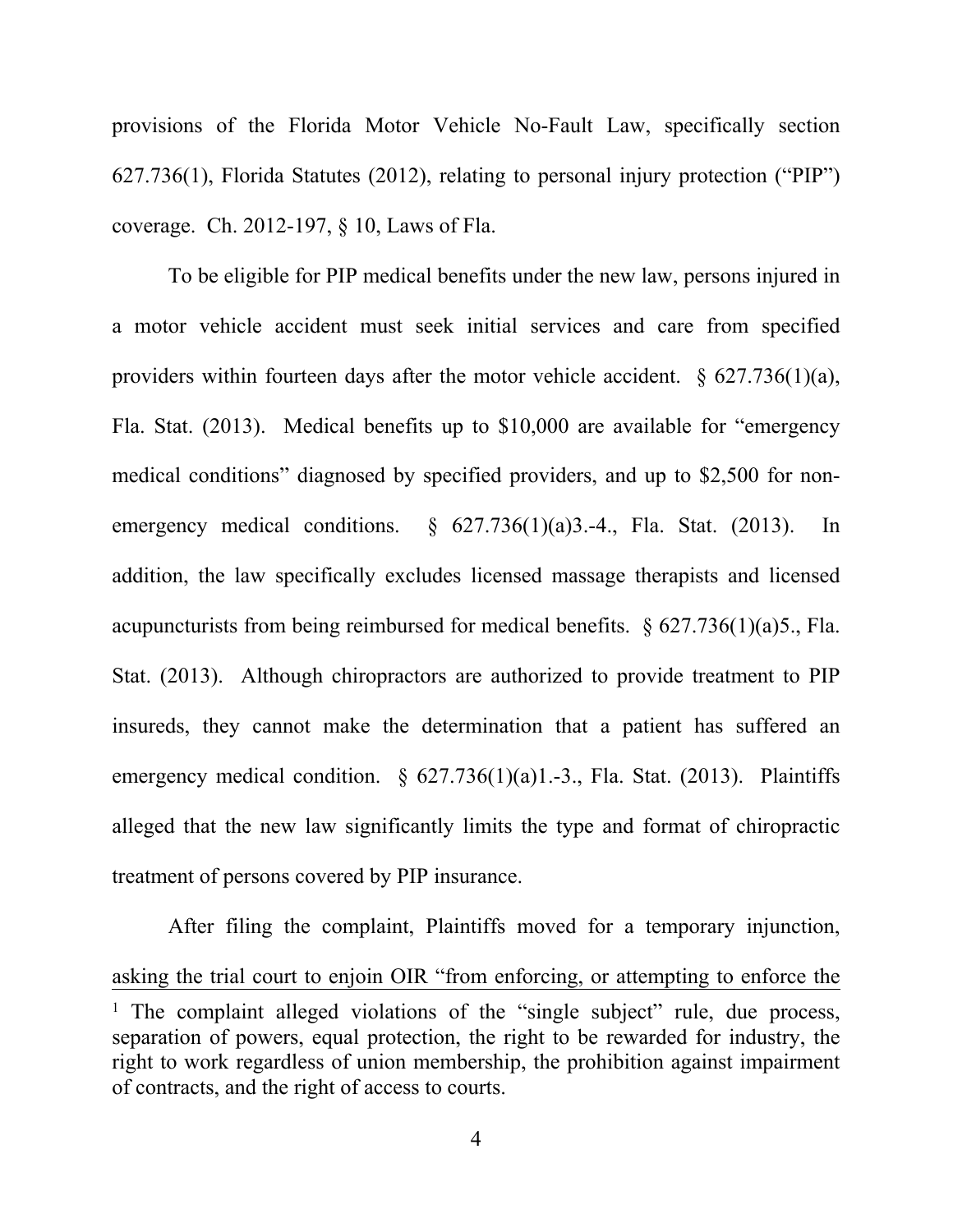provisions of the Florida Motor Vehicle No-Fault Law, specifically section 627.736(1), Florida Statutes (2012), relating to personal injury protection ("PIP") coverage. Ch. 2012-197, § 10, Laws of Fla.

To be eligible for PIP medical benefits under the new law, persons injured in a motor vehicle accident must seek initial services and care from specified providers within fourteen days after the motor vehicle accident. § 627.736(1)(a), Fla. Stat. (2013). Medical benefits up to $10,000 are available for "emergency medical conditions" diagnosed by specified providers, and up to $2,500 for non-emergency medical conditions. § 627.736(1)(a)3.-4., Fla. Stat. (2013). In addition, the law specifically excludes licensed massage therapists and licensed acupuncturists from being reimbursed for medical benefits. § 627.736(1)(a)5., Fla. Stat. (2013). Although chiropractors are authorized to provide treatment to PIP insureds, they cannot make the determination that a patient has suffered an emergency medical condition. § 627.736(1)(a)1.-3., Fla. Stat. (2013). Plaintiffs alleged that the new law significantly limits the type and format of chiropractic treatment of persons covered by PIP insurance.

After filing the complaint, Plaintiffs moved for a temporary injunction, asking the trial court to enjoin OIR "from enforcing, or attempting to enforce the

[1] The complaint alleged violations of the "single subject" rule, due process, separation of powers, equal protection, the right to be rewarded for industry, the right to work regardless of union membership, the prohibition against impairment of contracts, and the right of access to courts.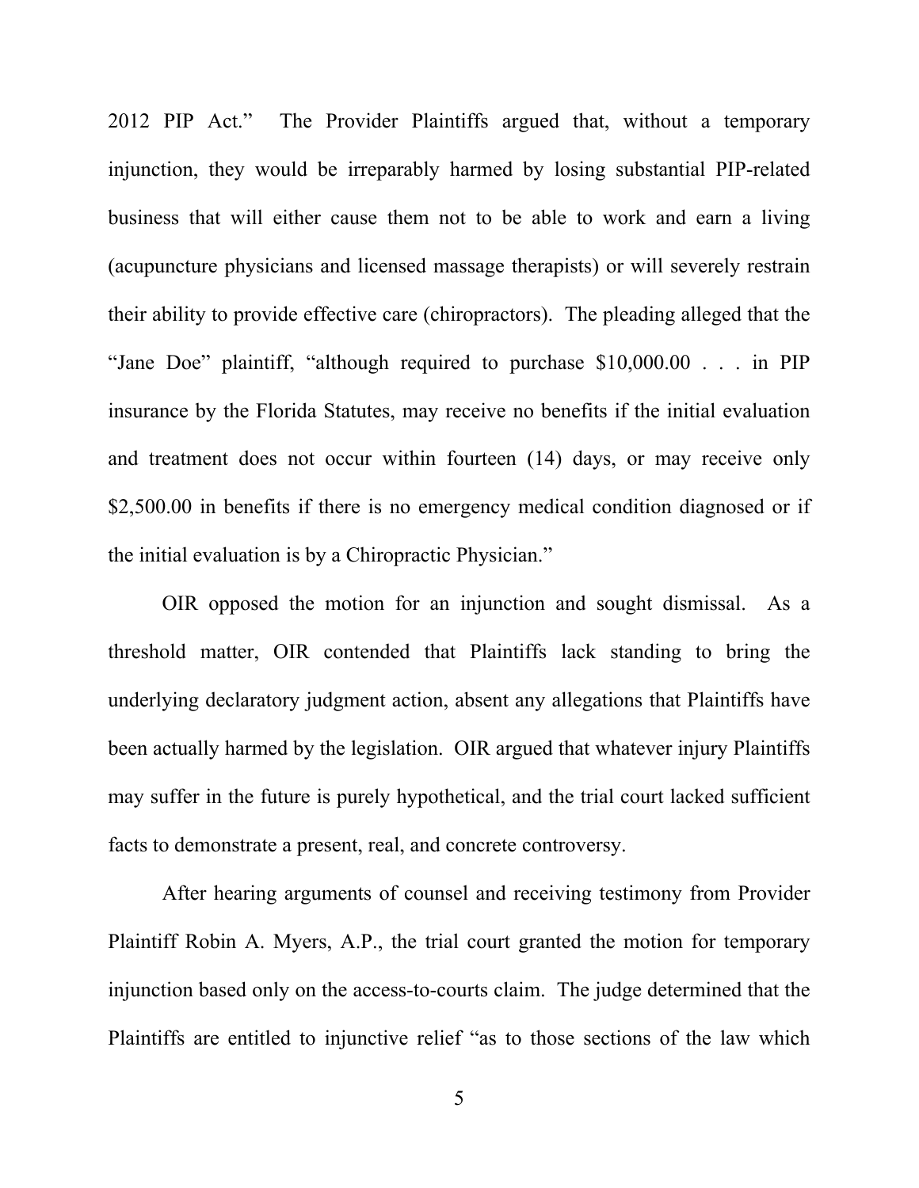2012 PIP Act." The Provider Plaintiffs argued that, without a temporary injunction, they would be irreparably harmed by losing substantial PIP-related business that will either cause them not to be able to work and earn a living (acupuncture physicians and licensed massage therapists) or will severely restrain their ability to provide effective care (chiropractors). The pleading alleged that the "Jane Doe" plaintiff, "although required to purchase $10,000.00 . . . in PIP insurance by the Florida Statutes, may receive no benefits if the initial evaluation and treatment does not occur within fourteen (14) days, or may receive only $2,500.00 in benefits if there is no emergency medical condition diagnosed or if the initial evaluation is by a Chiropractic Physician."

OIR opposed the motion for an injunction and sought dismissal. As a threshold matter, OIR contended that Plaintiffs lack standing to bring the underlying declaratory judgment action, absent any allegations that Plaintiffs have been actually harmed by the legislation. OIR argued that whatever injury Plaintiffs may suffer in the future is purely hypothetical, and the trial court lacked sufficient facts to demonstrate a present, real, and concrete controversy.

After hearing arguments of counsel and receiving testimony from Provider Plaintiff Robin A. Myers, A.P., the trial court granted the motion for temporary injunction based only on the access-to-courts claim. The judge determined that the Plaintiffs are entitled to injunctive relief "as to those sections of the law which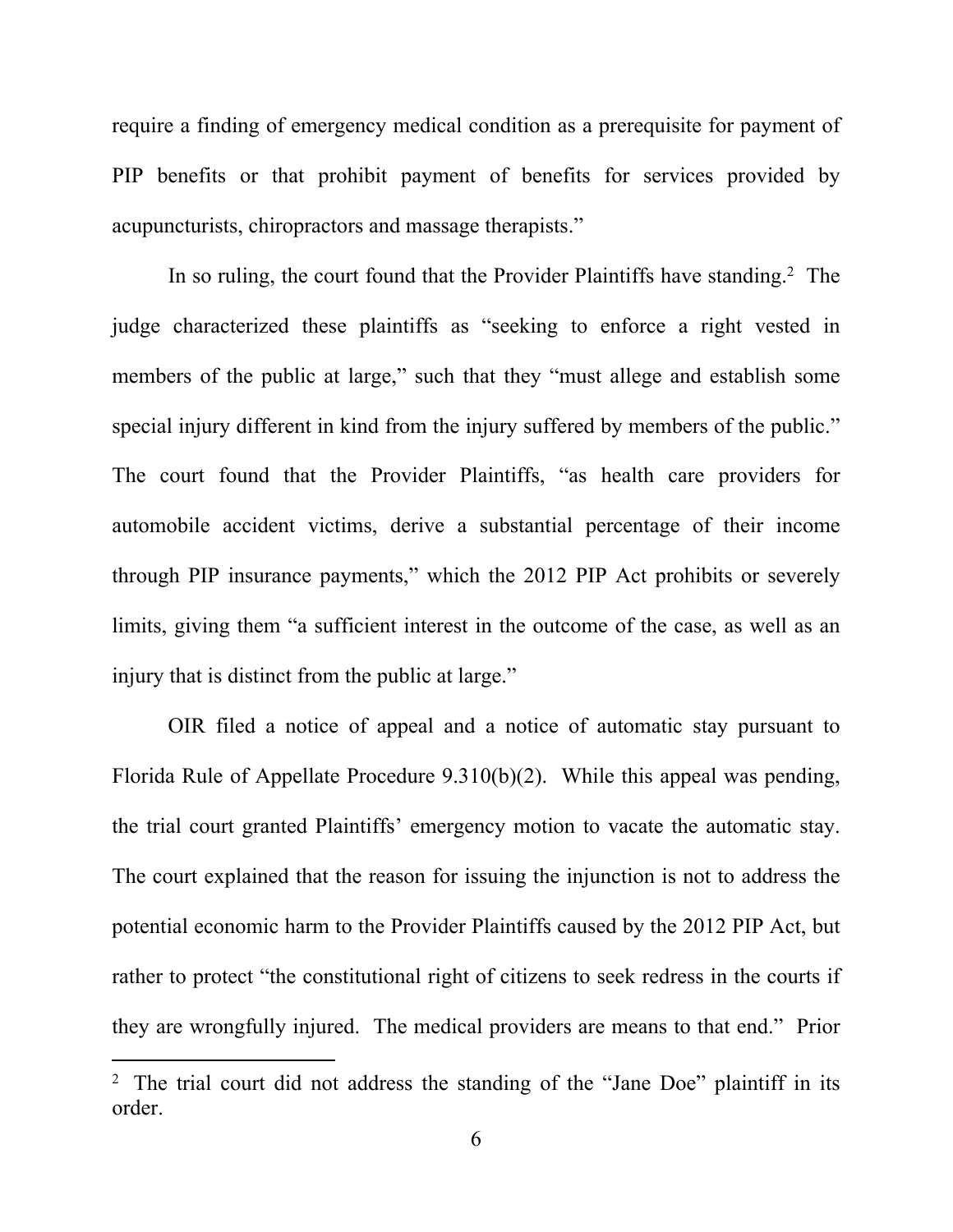require a finding of emergency medical condition as a prerequisite for payment of PIP benefits or that prohibit payment of benefits for services provided by acupuncturists, chiropractors and massage therapists."

In so ruling, the court found that the Provider Plaintiffs have standing.[2] The judge characterized these plaintiffs as "seeking to enforce a right vested in members of the public at large," such that they "must allege and establish some special injury different in kind from the injury suffered by members of the public." The court found that the Provider Plaintiffs, "as health care providers for automobile accident victims, derive a substantial percentage of their income through PIP insurance payments," which the 2012 PIP Act prohibits or severely limits, giving them "a sufficient interest in the outcome of the case, as well as an injury that is distinct from the public at large."

OIR filed a notice of appeal and a notice of automatic stay pursuant to Florida Rule of Appellate Procedure 9.310(b)(2). While this appeal was pending, the trial court granted Plaintiffs' emergency motion to vacate the automatic stay. The court explained that the reason for issuing the injunction is not to address the potential economic harm to the Provider Plaintiffs caused by the 2012 PIP Act, but rather to protect "the constitutional right of citizens to seek redress in the courts if they are wrongfully injured. The medical providers are means to that end." Prior

---

[2] The trial court did not address the standing of the "Jane Doe" plaintiff in its order.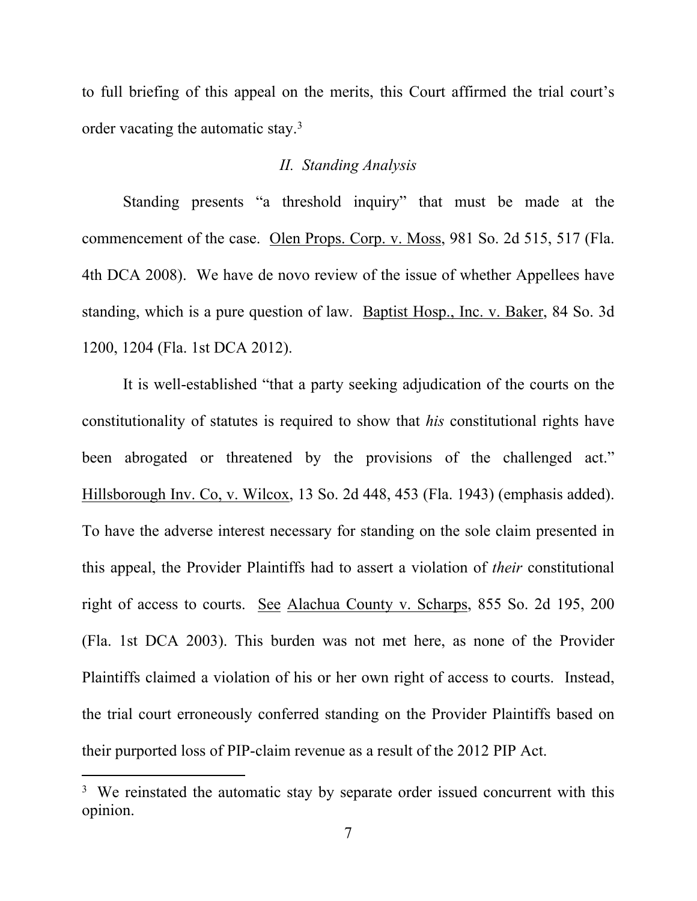to full briefing of this appeal on the merits, this Court affirmed the trial court's order vacating the automatic stay.[3]

*II. Standing Analysis*

Standing presents "a threshold inquiry" that must be made at the commencement of the case. Olen Props. Corp. v. Moss, 981 So. 2d 515, 517 (Fla. 4th DCA 2008). We have de novo review of the issue of whether Appellees have standing, which is a pure question of law. Baptist Hosp., Inc. v. Baker, 84 So. 3d 1200, 1204 (Fla. 1st DCA 2012).

It is well-established "that a party seeking adjudication of the courts on the constitutionality of statutes is required to show that *his* constitutional rights have been abrogated or threatened by the provisions of the challenged act." Hillsborough Inv. Co, v. Wilcox, 13 So. 2d 448, 453 (Fla. 1943) (emphasis added). To have the adverse interest necessary for standing on the sole claim presented in this appeal, the Provider Plaintiffs had to assert a violation of *their* constitutional right of access to courts. See Alachua County v. Scharps, 855 So. 2d 195, 200 (Fla. 1st DCA 2003). This burden was not met here, as none of the Provider Plaintiffs claimed a violation of his or her own right of access to courts. Instead, the trial court erroneously conferred standing on the Provider Plaintiffs based on their purported loss of PIP-claim revenue as a result of the 2012 PIP Act.

---

[3] We reinstated the automatic stay by separate order issued concurrent with this opinion.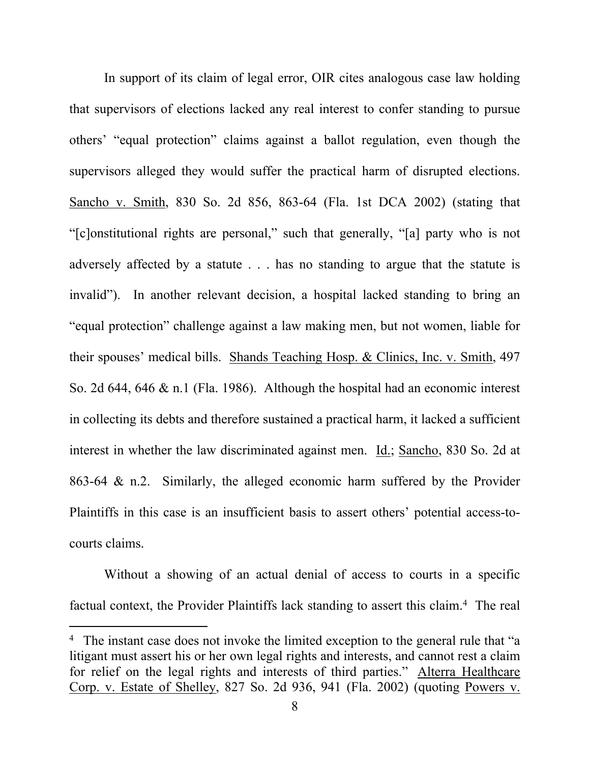In support of its claim of legal error, OIR cites analogous case law holding that supervisors of elections lacked any real interest to confer standing to pursue others' "equal protection" claims against a ballot regulation, even though the supervisors alleged they would suffer the practical harm of disrupted elections. Sancho v. Smith, 830 So. 2d 856, 863-64 (Fla. 1st DCA 2002) (stating that "[c]onstitutional rights are personal," such that generally, "[a] party who is not adversely affected by a statute . . . has no standing to argue that the statute is invalid"). In another relevant decision, a hospital lacked standing to bring an "equal protection" challenge against a law making men, but not women, liable for their spouses' medical bills. Shands Teaching Hosp. & Clinics, Inc. v. Smith, 497 So. 2d 644, 646 & n.1 (Fla. 1986). Although the hospital had an economic interest in collecting its debts and therefore sustained a practical harm, it lacked a sufficient interest in whether the law discriminated against men. Id.; Sancho, 830 So. 2d at 863-64 & n.2. Similarly, the alleged economic harm suffered by the Provider Plaintiffs in this case is an insufficient basis to assert others' potential access-to-courts claims.

Without a showing of an actual denial of access to courts in a specific factual context, the Provider Plaintiffs lack standing to assert this claim.[4] The real

---

[4] The instant case does not invoke the limited exception to the general rule that "a litigant must assert his or her own legal rights and interests, and cannot rest a claim for relief on the legal rights and interests of third parties." Alterra Healthcare Corp. v. Estate of Shelley, 827 So. 2d 936, 941 (Fla. 2002) (quoting Powers v.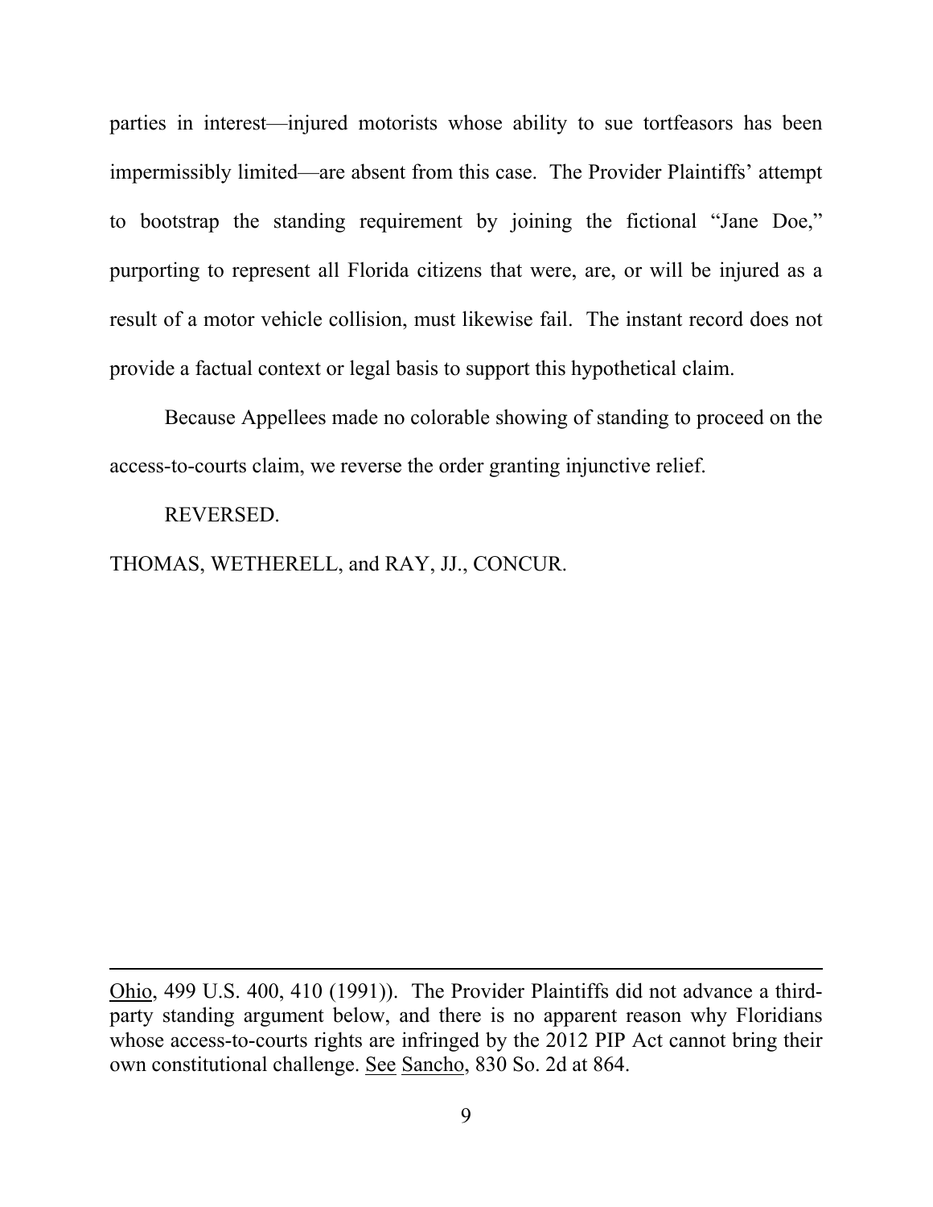parties in interest—injured motorists whose ability to sue tortfeasors has been impermissibly limited—are absent from this case. The Provider Plaintiffs' attempt to bootstrap the standing requirement by joining the fictional "Jane Doe," purporting to represent all Florida citizens that were, are, or will be injured as a result of a motor vehicle collision, must likewise fail. The instant record does not provide a factual context or legal basis to support this hypothetical claim.

Because Appellees made no colorable showing of standing to proceed on the access-to-courts claim, we reverse the order granting injunctive relief.

REVERSED.

THOMAS, WETHERELL, and RAY, JJ., CONCUR.

---

Ohio, 499 U.S. 400, 410 (1991)). The Provider Plaintiffs did not advance a third-party standing argument below, and there is no apparent reason why Floridians whose access-to-courts rights are infringed by the 2012 PIP Act cannot bring their own constitutional challenge. See Sancho, 830 So. 2d at 864.